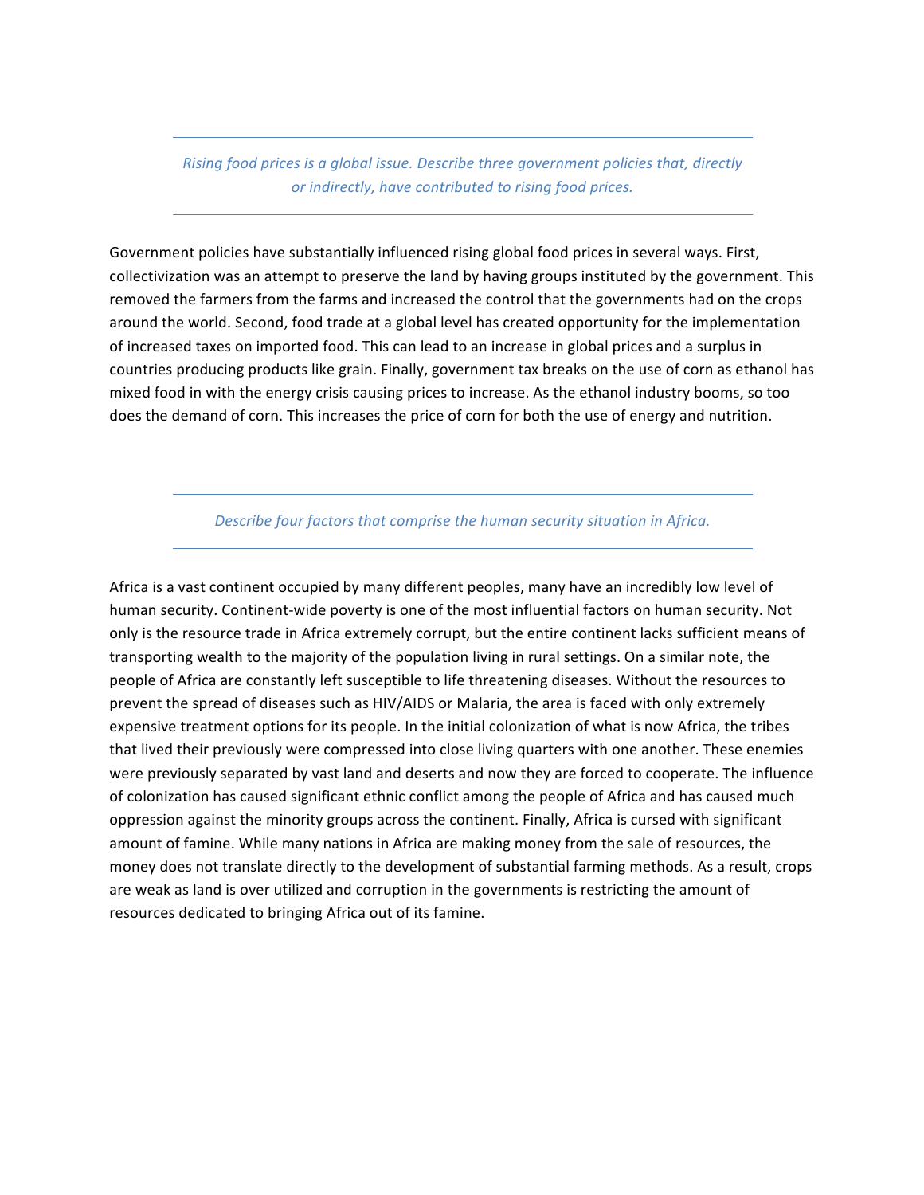*Rising food prices is a global issue. Describe three government policies that, directly or indirectly, have contributed to rising food prices.*

Government policies have substantially influenced rising global food prices in several ways. First, collectivization was an attempt to preserve the land by having groups instituted by the government. This removed the farmers from the farms and increased the control that the governments had on the crops around the world. Second, food trade at a global level has created opportunity for the implementation of increased taxes on imported food. This can lead to an increase in global prices and a surplus in countries producing products like grain. Finally, government tax breaks on the use of corn as ethanol has mixed food in with the energy crisis causing prices to increase. As the ethanol industry booms, so too does the demand of corn. This increases the price of corn for both the use of energy and nutrition.

*Describe four factors that comprise the human security situation in Africa.*

Africa is a vast continent occupied by many different peoples, many have an incredibly low level of human security. Continent-wide poverty is one of the most influential factors on human security. Not only is the resource trade in Africa extremely corrupt, but the entire continent lacks sufficient means of transporting wealth to the majority of the population living in rural settings. On a similar note, the people of Africa are constantly left susceptible to life threatening diseases. Without the resources to prevent the spread of diseases such as HIV/AIDS or Malaria, the area is faced with only extremely expensive treatment options for its people. In the initial colonization of what is now Africa, the tribes that lived their previously were compressed into close living quarters with one another. These enemies were previously separated by vast land and deserts and now they are forced to cooperate. The influence of colonization has caused significant ethnic conflict among the people of Africa and has caused much oppression against the minority groups across the continent. Finally, Africa is cursed with significant amount of famine. While many nations in Africa are making money from the sale of resources, the money does not translate directly to the development of substantial farming methods. As a result, crops are weak as land is over utilized and corruption in the governments is restricting the amount of resources dedicated to bringing Africa out of its famine.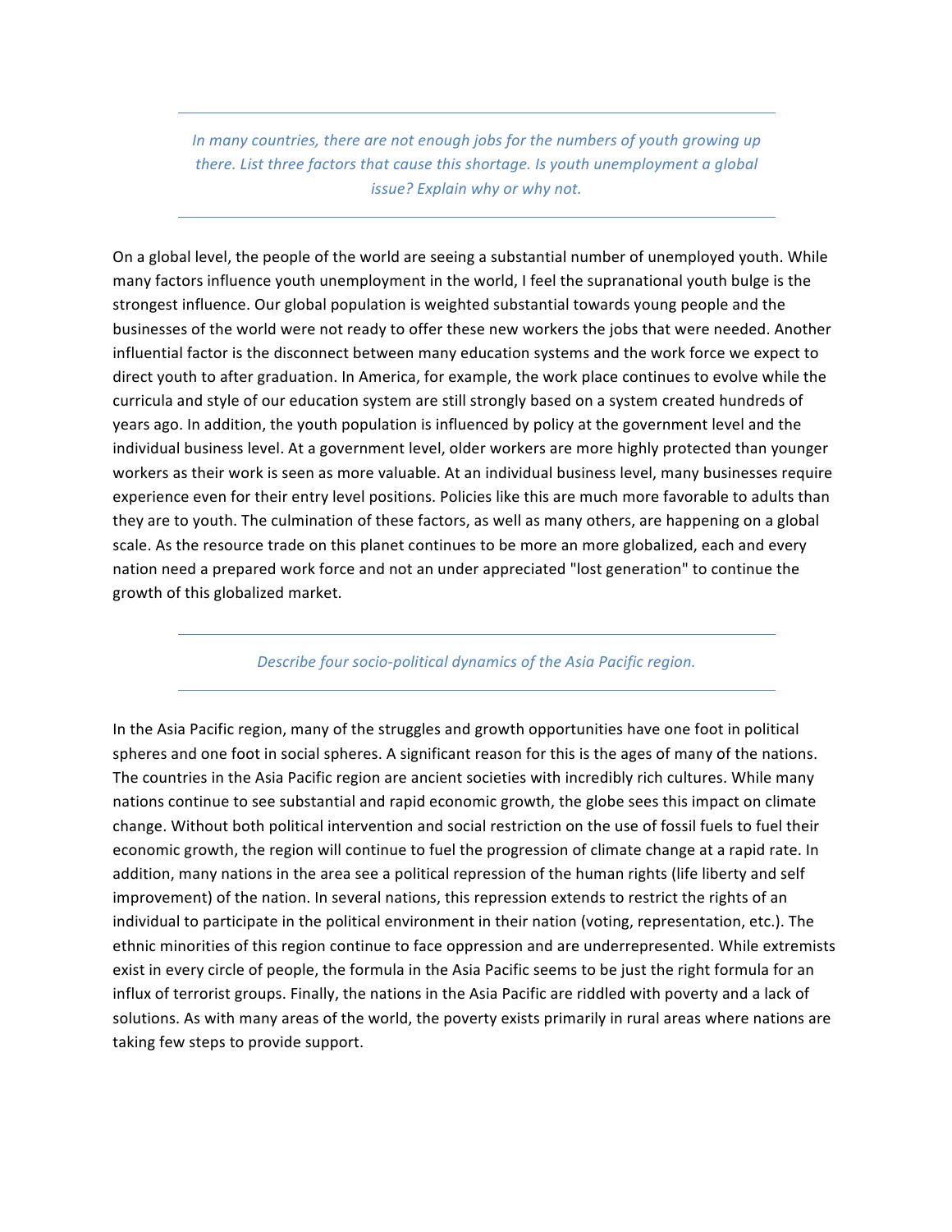*In many countries, there are not enough jobs for the numbers of youth growing up there. List three factors that cause this shortage. Is youth unemployment a global issue? Explain why or why not.*

---

On a global level, the people of the world are seeing a substantial number of unemployed youth. While many factors influence youth unemployment in the world, I feel the supranational youth bulge is the strongest influence. Our global population is weighted substantial towards young people and the businesses of the world were not ready to offer these new workers the jobs that were needed. Another influential factor is the disconnect between many education systems and the work force we expect to direct youth to after graduation. In America, for example, the work place continues to evolve while the curricula and style of our education system are still strongly based on a system created hundreds of years ago. In addition, the youth population is influenced by policy at the government level and the individual business level. At a government level, older workers are more highly protected than younger workers as their work is seen as more valuable. At an individual business level, many businesses require experience even for their entry level positions. Policies like this are much more favorable to adults than they are to youth. The culmination of these factors, as well as many others, are happening on a global scale. As the resource trade on this planet continues to be more an more globalized, each and every nation need a prepared work force and not an under appreciated "lost generation" to continue the growth of this globalized market.

---

*Describe four socio-political dynamics of the Asia Pacific region.*

---

In the Asia Pacific region, many of the struggles and growth opportunities have one foot in political spheres and one foot in social spheres. A significant reason for this is the ages of many of the nations. The countries in the Asia Pacific region are ancient societies with incredibly rich cultures. While many nations continue to see substantial and rapid economic growth, the globe sees this impact on climate change. Without both political intervention and social restriction on the use of fossil fuels to fuel their economic growth, the region will continue to fuel the progression of climate change at a rapid rate. In addition, many nations in the area see a political repression of the human rights (life liberty and self improvement) of the nation. In several nations, this repression extends to restrict the rights of an individual to participate in the political environment in their nation (voting, representation, etc.). The ethnic minorities of this region continue to face oppression and are underrepresented. While extremists exist in every circle of people, the formula in the Asia Pacific seems to be just the right formula for an influx of terrorist groups. Finally, the nations in the Asia Pacific are riddled with poverty and a lack of solutions. As with many areas of the world, the poverty exists primarily in rural areas where nations are taking few steps to provide support.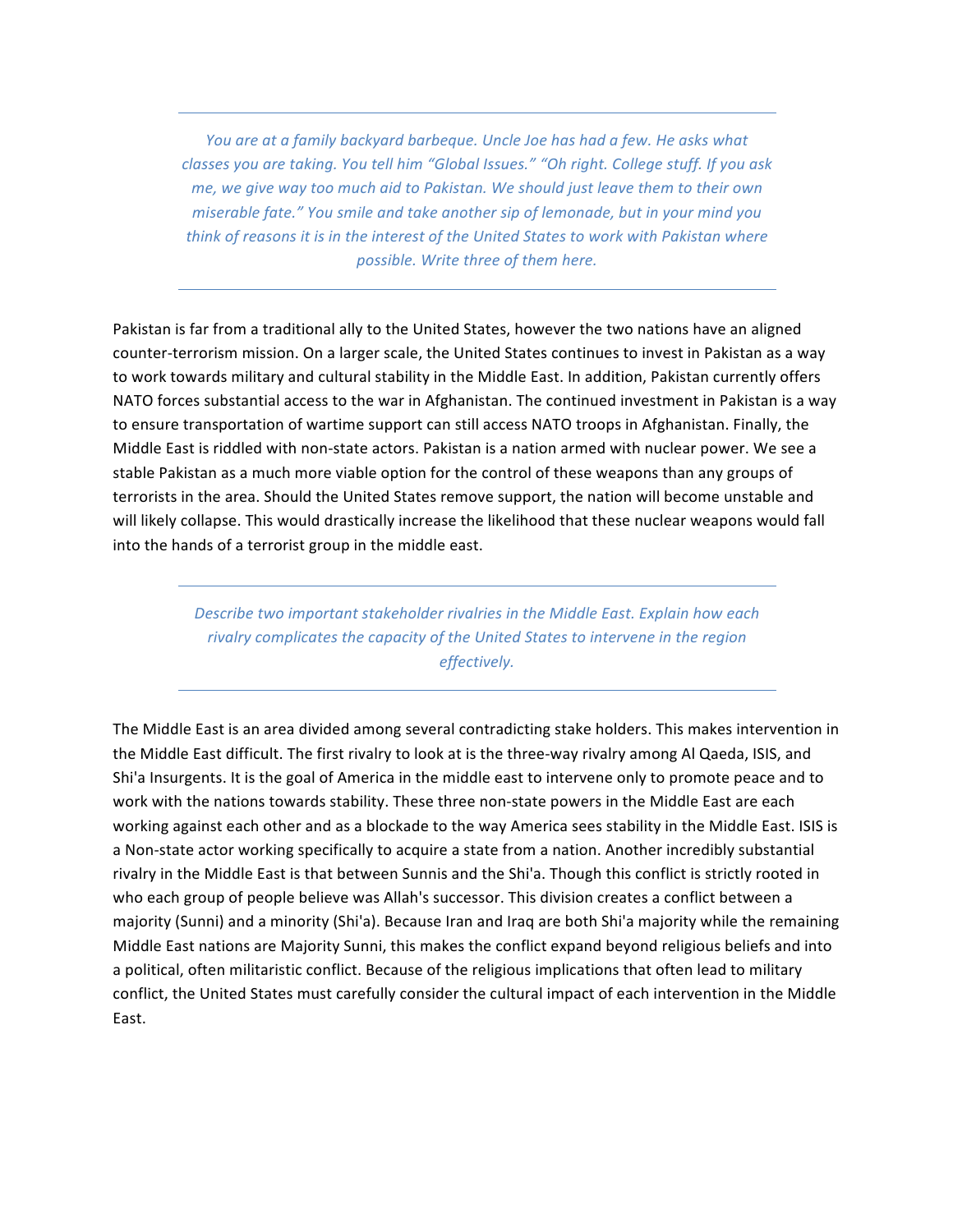*You are at a family backyard barbeque. Uncle Joe has had a few. He asks what classes you are taking. You tell him "Global Issues." "Oh right. College stuff. If you ask me, we give way too much aid to Pakistan. We should just leave them to their own miserable fate." You smile and take another sip of lemonade, but in your mind you think of reasons it is in the interest of the United States to work with Pakistan where possible. Write three of them here.*

Pakistan is far from a traditional ally to the United States, however the two nations have an aligned counter-terrorism mission. On a larger scale, the United States continues to invest in Pakistan as a way to work towards military and cultural stability in the Middle East. In addition, Pakistan currently offers NATO forces substantial access to the war in Afghanistan. The continued investment in Pakistan is a way to ensure transportation of wartime support can still access NATO troops in Afghanistan. Finally, the Middle East is riddled with non-state actors. Pakistan is a nation armed with nuclear power. We see a stable Pakistan as a much more viable option for the control of these weapons than any groups of terrorists in the area. Should the United States remove support, the nation will become unstable and will likely collapse. This would drastically increase the likelihood that these nuclear weapons would fall into the hands of a terrorist group in the middle east.

*Describe two important stakeholder rivalries in the Middle East. Explain how each rivalry complicates the capacity of the United States to intervene in the region effectively.*

The Middle East is an area divided among several contradicting stake holders. This makes intervention in the Middle East difficult. The first rivalry to look at is the three-way rivalry among Al Qaeda, ISIS, and Shi'a Insurgents. It is the goal of America in the middle east to intervene only to promote peace and to work with the nations towards stability. These three non-state powers in the Middle East are each working against each other and as a blockade to the way America sees stability in the Middle East. ISIS is a Non-state actor working specifically to acquire a state from a nation. Another incredibly substantial rivalry in the Middle East is that between Sunnis and the Shi'a. Though this conflict is strictly rooted in who each group of people believe was Allah's successor. This division creates a conflict between a majority (Sunni) and a minority (Shi'a). Because Iran and Iraq are both Shi'a majority while the remaining Middle East nations are Majority Sunni, this makes the conflict expand beyond religious beliefs and into a political, often militaristic conflict. Because of the religious implications that often lead to military conflict, the United States must carefully consider the cultural impact of each intervention in the Middle East.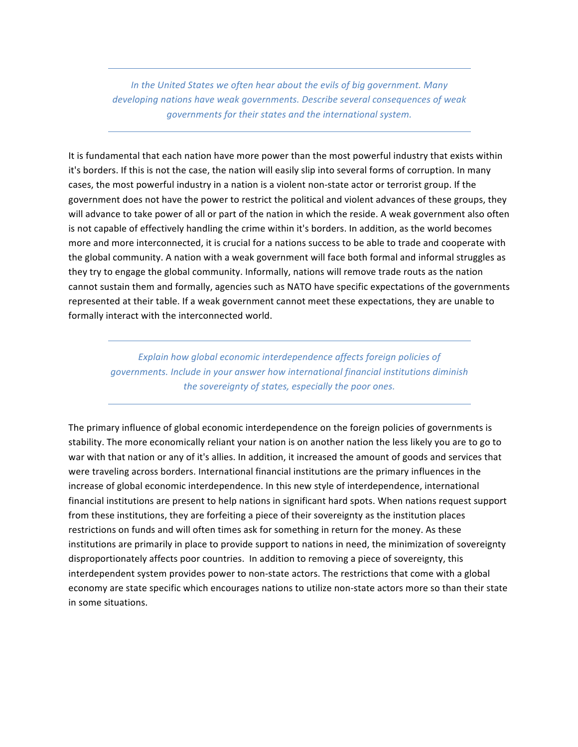---

*In the United States we often hear about the evils of big government. Many developing nations have weak governments. Describe several consequences of weak governments for their states and the international system.*

---

It is fundamental that each nation have more power than the most powerful industry that exists within it's borders. If this is not the case, the nation will easily slip into several forms of corruption. In many cases, the most powerful industry in a nation is a violent non-state actor or terrorist group. If the government does not have the power to restrict the political and violent advances of these groups, they will advance to take power of all or part of the nation in which the reside. A weak government also often is not capable of effectively handling the crime within it's borders. In addition, as the world becomes more and more interconnected, it is crucial for a nations success to be able to trade and cooperate with the global community. A nation with a weak government will face both formal and informal struggles as they try to engage the global community. Informally, nations will remove trade routs as the nation cannot sustain them and formally, agencies such as NATO have specific expectations of the governments represented at their table. If a weak government cannot meet these expectations, they are unable to formally interact with the interconnected world.

---

*Explain how global economic interdependence affects foreign policies of governments. Include in your answer how international financial institutions diminish the sovereignty of states, especially the poor ones.*

---

The primary influence of global economic interdependence on the foreign policies of governments is stability. The more economically reliant your nation is on another nation the less likely you are to go to war with that nation or any of it's allies. In addition, it increased the amount of goods and services that were traveling across borders. International financial institutions are the primary influences in the increase of global economic interdependence. In this new style of interdependence, international financial institutions are present to help nations in significant hard spots. When nations request support from these institutions, they are forfeiting a piece of their sovereignty as the institution places restrictions on funds and will often times ask for something in return for the money. As these institutions are primarily in place to provide support to nations in need, the minimization of sovereignty disproportionately affects poor countries. In addition to removing a piece of sovereignty, this interdependent system provides power to non-state actors. The restrictions that come with a global economy are state specific which encourages nations to utilize non-state actors more so than their state in some situations.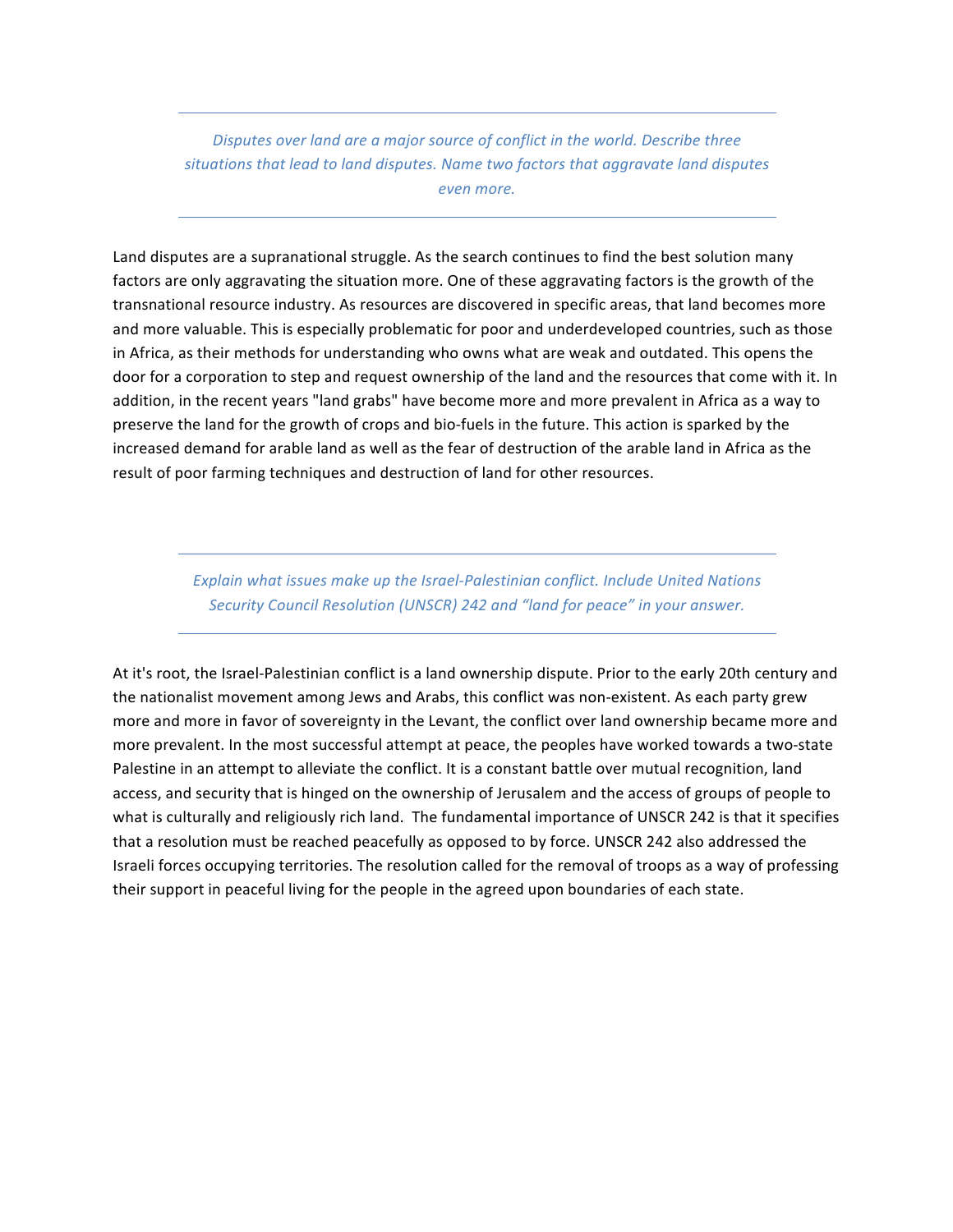*Disputes over land are a major source of conflict in the world. Describe three situations that lead to land disputes. Name two factors that aggravate land disputes even more.*

---

Land disputes are a supranational struggle. As the search continues to find the best solution many factors are only aggravating the situation more. One of these aggravating factors is the growth of the transnational resource industry. As resources are discovered in specific areas, that land becomes more and more valuable. This is especially problematic for poor and underdeveloped countries, such as those in Africa, as their methods for understanding who owns what are weak and outdated. This opens the door for a corporation to step and request ownership of the land and the resources that come with it. In addition, in the recent years "land grabs" have become more and more prevalent in Africa as a way to preserve the land for the growth of crops and bio-fuels in the future. This action is sparked by the increased demand for arable land as well as the fear of destruction of the arable land in Africa as the result of poor farming techniques and destruction of land for other resources.

---

*Explain what issues make up the Israel-Palestinian conflict. Include United Nations Security Council Resolution (UNSCR) 242 and "land for peace" in your answer.*

---

At it's root, the Israel-Palestinian conflict is a land ownership dispute. Prior to the early 20th century and the nationalist movement among Jews and Arabs, this conflict was non-existent. As each party grew more and more in favor of sovereignty in the Levant, the conflict over land ownership became more and more prevalent. In the most successful attempt at peace, the peoples have worked towards a two-state Palestine in an attempt to alleviate the conflict. It is a constant battle over mutual recognition, land access, and security that is hinged on the ownership of Jerusalem and the access of groups of people to what is culturally and religiously rich land. The fundamental importance of UNSCR 242 is that it specifies that a resolution must be reached peacefully as opposed to by force. UNSCR 242 also addressed the Israeli forces occupying territories. The resolution called for the removal of troops as a way of professing their support in peaceful living for the people in the agreed upon boundaries of each state.